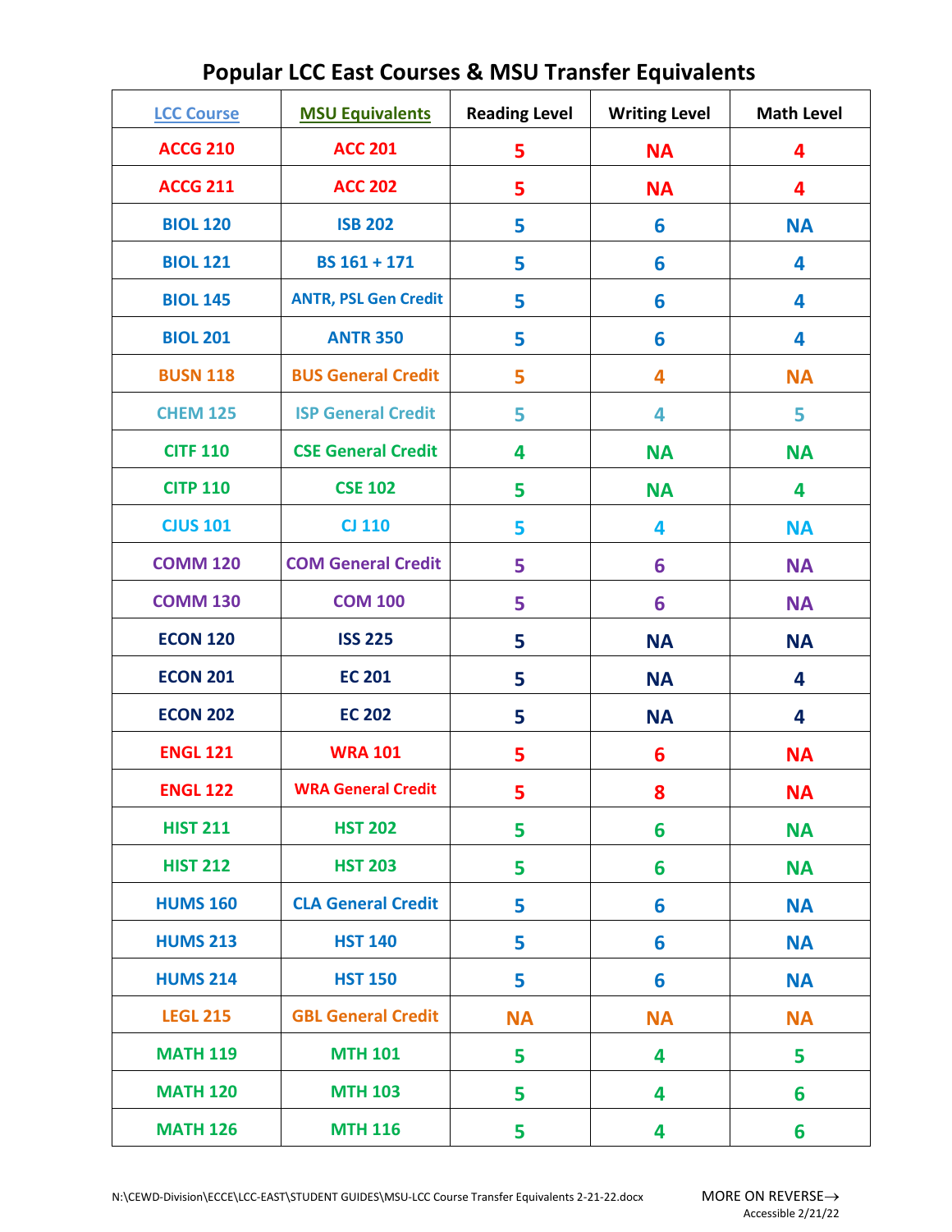# Popular LCC East Courses & MSU Transfer Equivalents

| LCC Course | MSU Equivalents | Reading Level | Writing Level | Math Level |
|---|---|---|---|---|
| ACCG 210 | ACC 201 | 5 | NA | 4 |
| ACCG 211 | ACC 202 | 5 | NA | 4 |
| BIOL 120 | ISB 202 | 5 | 6 | NA |
| BIOL 121 | BS 161 + 171 | 5 | 6 | 4 |
| BIOL 145 | ANTR, PSL Gen Credit | 5 | 6 | 4 |
| BIOL 201 | ANTR 350 | 5 | 6 | 4 |
| BUSN 118 | BUS General Credit | 5 | 4 | NA |
| CHEM 125 | ISP General Credit | 5 | 4 | 5 |
| CITF 110 | CSE General Credit | 4 | NA | NA |
| CITP 110 | CSE 102 | 5 | NA | 4 |
| CJUS 101 | CJ 110 | 5 | 4 | NA |
| COMM 120 | COM General Credit | 5 | 6 | NA |
| COMM 130 | COM 100 | 5 | 6 | NA |
| ECON 120 | ISS 225 | 5 | NA | NA |
| ECON 201 | EC 201 | 5 | NA | 4 |
| ECON 202 | EC 202 | 5 | NA | 4 |
| ENGL 121 | WRA 101 | 5 | 6 | NA |
| ENGL 122 | WRA General Credit | 5 | 8 | NA |
| HIST 211 | HST 202 | 5 | 6 | NA |
| HIST 212 | HST 203 | 5 | 6 | NA |
| HUMS 160 | CLA General Credit | 5 | 6 | NA |
| HUMS 213 | HST 140 | 5 | 6 | NA |
| HUMS 214 | HST 150 | 5 | 6 | NA |
| LEGL 215 | GBL General Credit | NA | NA | NA |
| MATH 119 | MTH 101 | 5 | 4 | 5 |
| MATH 120 | MTH 103 | 5 | 4 | 6 |
| MATH 126 | MTH 116 | 5 | 4 | 6 |

N:\CEWD-Division\ECCE\LCC-EAST\STUDENT GUIDES\MSU-LCC Course Transfer Equivalents 2-21-22.docx

MORE ON REVERSE→

Accessible 2/21/22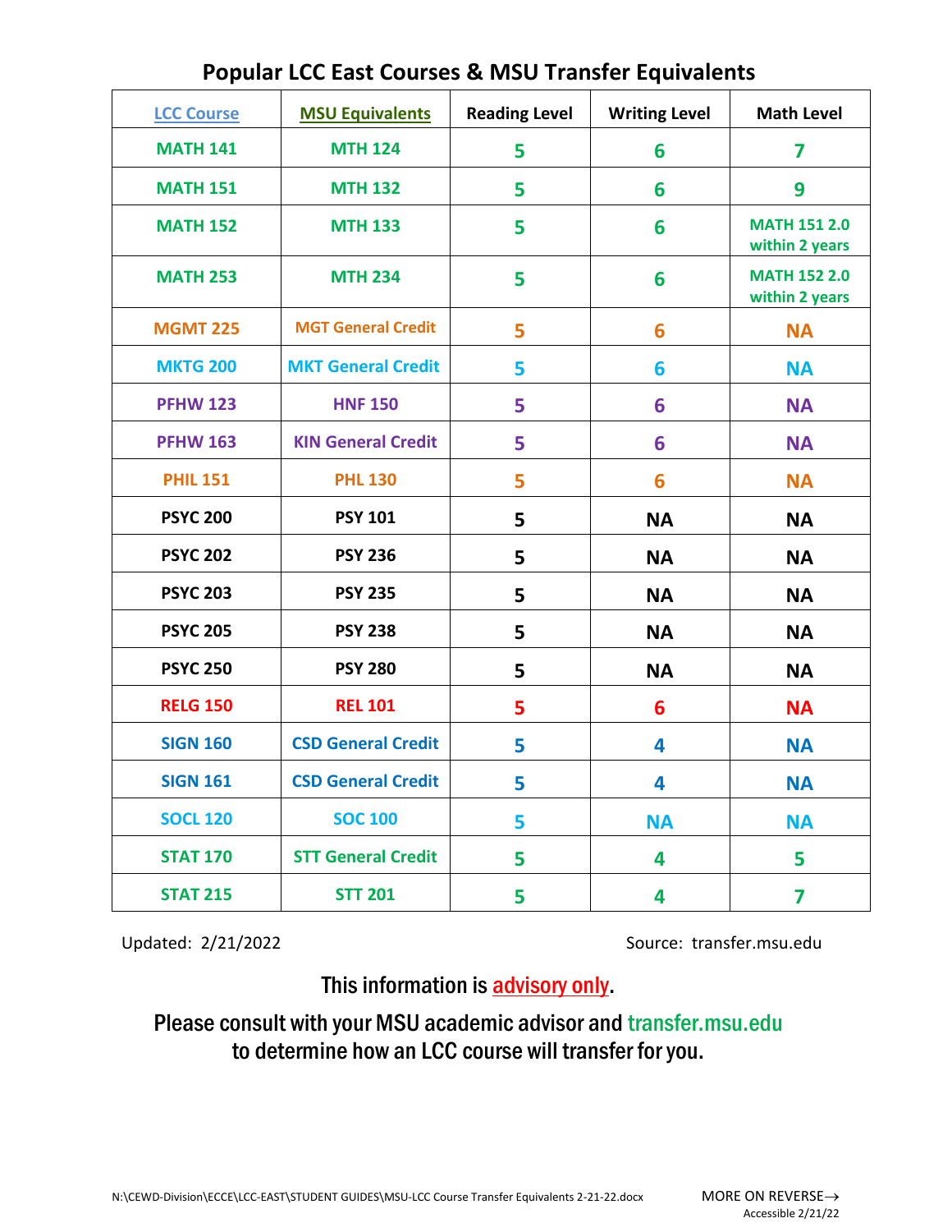## Popular LCC East Courses & MSU Transfer Equivalents

| LCC Course | MSU Equivalents | Reading Level | Writing Level | Math Level |
|---|---|---|---|---|
| MATH 141 | MTH 124 | 5 | 6 | 7 |
| MATH 151 | MTH 132 | 5 | 6 | 9 |
| MATH 152 | MTH 133 | 5 | 6 | MATH 151 2.0 within 2 years |
| MATH 253 | MTH 234 | 5 | 6 | MATH 152 2.0 within 2 years |
| MGMT 225 | MGT General Credit | 5 | 6 | NA |
| MKTG 200 | MKT General Credit | 5 | 6 | NA |
| PFHW 123 | HNF 150 | 5 | 6 | NA |
| PFHW 163 | KIN General Credit | 5 | 6 | NA |
| PHIL 151 | PHL 130 | 5 | 6 | NA |
| PSYC 200 | PSY 101 | 5 | NA | NA |
| PSYC 202 | PSY 236 | 5 | NA | NA |
| PSYC 203 | PSY 235 | 5 | NA | NA |
| PSYC 205 | PSY 238 | 5 | NA | NA |
| PSYC 250 | PSY 280 | 5 | NA | NA |
| RELG 150 | REL 101 | 5 | 6 | NA |
| SIGN 160 | CSD General Credit | 5 | 4 | NA |
| SIGN 161 | CSD General Credit | 5 | 4 | NA |
| SOCL 120 | SOC 100 | 5 | NA | NA |
| STAT 170 | STT General Credit | 5 | 4 | 5 |
| STAT 215 | STT 201 | 5 | 4 | 7 |

Updated: 2/21/2022

Source: transfer.msu.edu

This information is advisory only.

Please consult with your MSU academic advisor and transfer.msu.edu to determine how an LCC course will transfer for you.

N:\CEWD-Division\ECCE\LCC-EAST\STUDENT GUIDES\MSU-LCC Course Transfer Equivalents 2-21-22.docx

MORE ON REVERSE→

Accessible 2/21/22